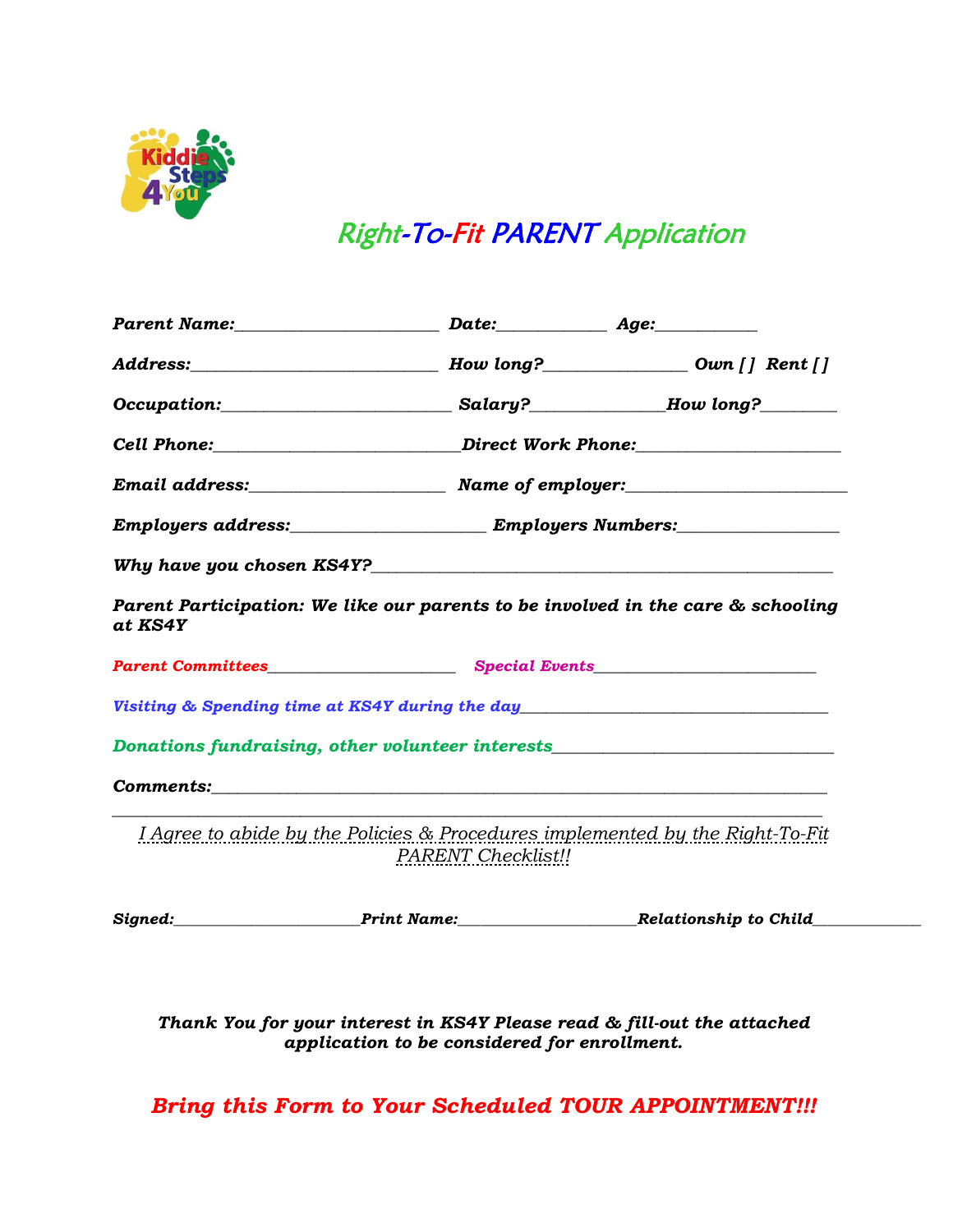Kiddie Steps 4 You

# Right-To-Fit PARENT Application

***Parent Name:*\_\_\_\_\_\_\_\_\_\_\_\_\_\_\_\_\_\_\_\_\_\_\_\_ *Date:*\_\_\_\_\_\_\_\_\_\_\_\_ *Age:*\_\_\_\_\_\_\_\_\_\_\_\_**

***Address:*\_\_\_\_\_\_\_\_\_\_\_\_\_\_\_\_\_\_\_\_\_\_\_\_\_\_\_\_\_ *How long?*\_\_\_\_\_\_\_\_\_\_\_\_\_\_\_\_ *Own [ ] Rent [ ]***

***Occupation:*\_\_\_\_\_\_\_\_\_\_\_\_\_\_\_\_\_\_\_\_\_\_\_\_\_\_ *Salary?*\_\_\_\_\_\_\_\_\_\_\_\_\_\_\_*How long?*\_\_\_\_\_\_\_\_\_**

***Cell Phone:*\_\_\_\_\_\_\_\_\_\_\_\_\_\_\_\_\_\_\_\_\_\_\_\_\_\_\_\_\_*Direct Work Phone:*\_\_\_\_\_\_\_\_\_\_\_\_\_\_\_\_\_\_\_\_\_\_\_**

***Email address:*\_\_\_\_\_\_\_\_\_\_\_\_\_\_\_\_\_\_\_\_\_\_\_ *Name of employer:*\_\_\_\_\_\_\_\_\_\_\_\_\_\_\_\_\_\_\_\_\_\_\_\_\_\_**

***Employers address:*\_\_\_\_\_\_\_\_\_\_\_\_\_\_\_\_\_\_\_\_\_\_\_ *Employers Numbers:*\_\_\_\_\_\_\_\_\_\_\_\_\_\_\_\_\_\_\_\_**

***Why have you chosen KS4Y?*\_\_\_\_\_\_\_\_\_\_\_\_\_\_\_\_\_\_\_\_\_\_\_\_\_\_\_\_\_\_\_\_\_\_\_\_\_\_\_\_\_\_\_\_\_\_\_\_\_\_\_\_\_\_\_**

***Parent Participation: We like our parents to be involved in the care & schooling at KS4Y***

***Parent Committees*\_\_\_\_\_\_\_\_\_\_\_\_\_\_\_\_\_\_\_\_\_\_\_\_ *Special Events*\_\_\_\_\_\_\_\_\_\_\_\_\_\_\_\_\_\_\_\_\_\_\_\_\_\_\_**

***Visiting & Spending time at KS4Y during the day*\_\_\_\_\_\_\_\_\_\_\_\_\_\_\_\_\_\_\_\_\_\_\_\_\_\_\_\_\_\_\_\_\_\_\_\_\_\_**

***Donations fundraising, other volunteer interests*\_\_\_\_\_\_\_\_\_\_\_\_\_\_\_\_\_\_\_\_\_\_\_\_\_\_\_\_\_\_\_\_\_\_**

***Comments:*\_\_\_\_\_\_\_\_\_\_\_\_\_\_\_\_\_\_\_\_\_\_\_\_\_\_\_\_\_\_\_\_\_\_\_\_\_\_\_\_\_\_\_\_\_\_\_\_\_\_\_\_\_\_\_\_\_\_\_\_\_\_\_\_\_\_\_\_\_\_\_\_\_\_\_\_**

\_\_\_\_\_\_\_\_\_\_\_\_\_\_\_\_\_\_\_\_\_\_\_\_\_\_\_\_\_\_\_\_\_\_\_\_\_\_\_\_\_\_\_\_\_\_\_\_\_\_\_\_\_\_\_\_\_\_\_\_\_\_\_\_\_\_\_\_\_\_\_\_\_\_\_\_\_\_\_\_\_\_\_\_\_\_

*I Agree to abide by the Policies & Procedures implemented by the Right-To-Fit PARENT Checklist!!*

***Signed:*\_\_\_\_\_\_\_\_\_\_\_\_\_\_\_\_\_\_\_\_\_\_\_*Print Name:*\_\_\_\_\_\_\_\_\_\_\_\_\_\_\_\_\_\_\_\_\_\_*Relationship to Child*\_\_\_\_\_\_\_\_\_\_\_\_\_\_**

***Thank You for your interest in KS4Y Please read & fill-out the attached application to be considered for enrollment.***

***Bring this Form to Your Scheduled TOUR APPOINTMENT!!!***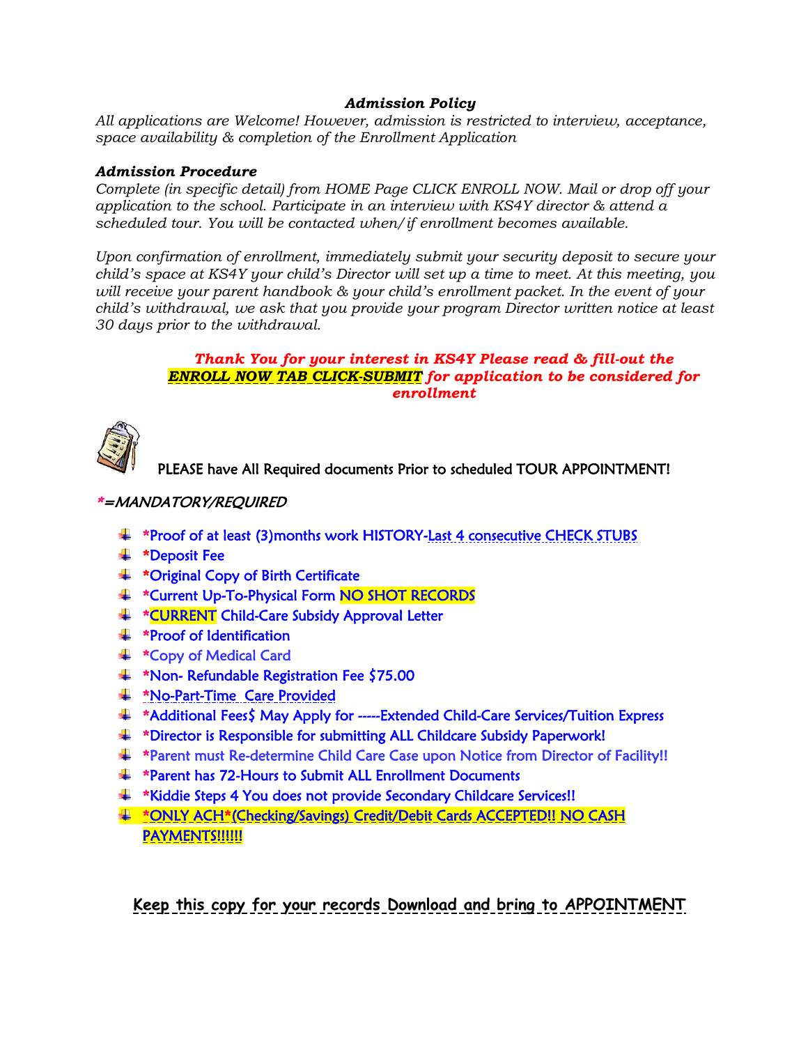***Admission Policy***

*All applications are Welcome! However, admission is restricted to interview, acceptance, space availability & completion of the Enrollment Application*

***Admission Procedure***

*Complete (in specific detail) from HOME Page CLICK ENROLL NOW. Mail or drop off your application to the school. Participate in an interview with KS4Y director & attend a scheduled tour. You will be contacted when/if enrollment becomes available.*

*Upon confirmation of enrollment, immediately submit your security deposit to secure your child's space at KS4Y your child's Director will set up a time to meet. At this meeting, you will receive your parent handbook & your child's enrollment packet. In the event of your child's withdrawal, we ask that you provide your program Director written notice at least 30 days prior to the withdrawal.*

***Thank You for your interest in KS4Y Please read & fill-out the ENROLL NOW TAB CLICK-SUBMIT for application to be considered for enrollment***

PLEASE have All Required documents Prior to scheduled TOUR APPOINTMENT!

*\*=MANDATORY/REQUIRED*

- *Proof of at least (3)months work HISTORY-Last 4 consecutive CHECK STUBS
- *Deposit Fee
- *Original Copy of Birth Certificate
- *Current Up-To-Physical Form NO SHOT RECORDS
- *CURRENT Child-Care Subsidy Approval Letter
- *Proof of Identification
- *Copy of Medical Card
- *Non- Refundable Registration Fee $75.00
- *No-Part-Time Care Provided
- *Additional Fees$ May Apply for -----Extended Child-Care Services/Tuition Express
- *Director is Responsible for submitting ALL Childcare Subsidy Paperwork!
- *Parent must Re-determine Child Care Case upon Notice from Director of Facility!!
- *Parent has 72-Hours to Submit ALL Enrollment Documents
- *Kiddie Steps 4 You does not provide Secondary Childcare Services!!
- *ONLY ACH*(Checking/Savings) Credit/Debit Cards ACCEPTED!! NO CASH PAYMENTS!!!!!!

**Keep this copy for your records Download and bring to APPOINTMENT**